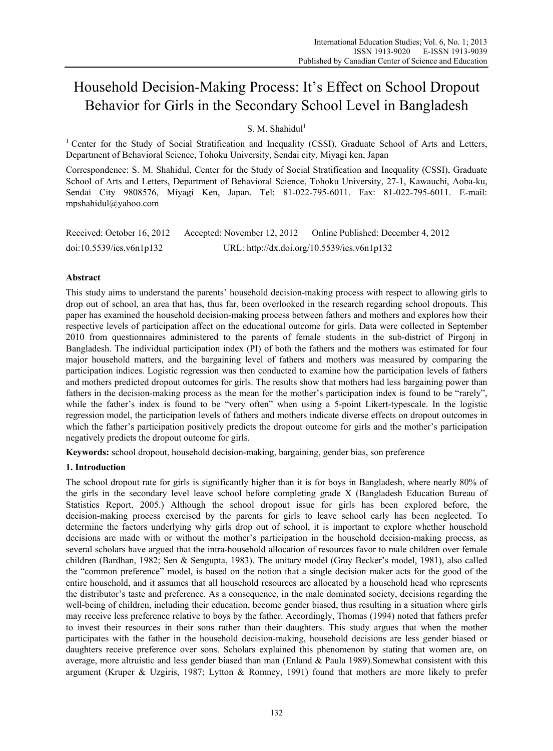# Household Decision-Making Process: It's Effect on School Dropout Behavior for Girls in the Secondary School Level in Bangladesh

S. M. Shahidul[1]

[1] Center for the Study of Social Stratification and Inequality (CSSI), Graduate School of Arts and Letters, Department of Behavioral Science, Tohoku University, Sendai city, Miyagi ken, Japan

Correspondence: S. M. Shahidul, Center for the Study of Social Stratification and Inequality (CSSI), Graduate School of Arts and Letters, Department of Behavioral Science, Tohoku University, 27-1, Kawauchi, Aoba-ku, Sendai City 9808576, Miyagi Ken, Japan. Tel: 81-022-795-6011. Fax: 81-022-795-6011. E-mail: mpshahidul@yahoo.com

Received: October 16, 2012 Accepted: November 12, 2012 Online Published: December 4, 2012

doi:10.5539/ies.v6n1p132 URL: http://dx.doi.org/10.5539/ies.v6n1p132

## Abstract

This study aims to understand the parents' household decision-making process with respect to allowing girls to drop out of school, an area that has, thus far, been overlooked in the research regarding school dropouts. This paper has examined the household decision-making process between fathers and mothers and explores how their respective levels of participation affect on the educational outcome for girls. Data were collected in September 2010 from questionnaires administered to the parents of female students in the sub-district of Pirgonj in Bangladesh. The individual participation index (PI) of both the fathers and the mothers was estimated for four major household matters, and the bargaining level of fathers and mothers was measured by comparing the participation indices. Logistic regression was then conducted to examine how the participation levels of fathers and mothers predicted dropout outcomes for girls. The results show that mothers had less bargaining power than fathers in the decision-making process as the mean for the mother's participation index is found to be "rarely", while the father's index is found to be "very often" when using a 5-point Likert-typescale. In the logistic regression model, the participation levels of fathers and mothers indicate diverse effects on dropout outcomes in which the father's participation positively predicts the dropout outcome for girls and the mother's participation negatively predicts the dropout outcome for girls.

**Keywords:** school dropout, household decision-making, bargaining, gender bias, son preference

## 1. Introduction

The school dropout rate for girls is significantly higher than it is for boys in Bangladesh, where nearly 80% of the girls in the secondary level leave school before completing grade X (Bangladesh Education Bureau of Statistics Report, 2005.) Although the school dropout issue for girls has been explored before, the decision-making process exercised by the parents for girls to leave school early has been neglected. To determine the factors underlying why girls drop out of school, it is important to explore whether household decisions are made with or without the mother's participation in the household decision-making process, as several scholars have argued that the intra-household allocation of resources favor to male children over female children (Bardhan, 1982; Sen & Sengupta, 1983). The unitary model (Gray Becker's model, 1981), also called the "common preference" model, is based on the notion that a single decision maker acts for the good of the entire household, and it assumes that all household resources are allocated by a household head who represents the distributor's taste and preference. As a consequence, in the male dominated society, decisions regarding the well-being of children, including their education, become gender biased, thus resulting in a situation where girls may receive less preference relative to boys by the father. Accordingly, Thomas (1994) noted that fathers prefer to invest their resources in their sons rather than their daughters. This study argues that when the mother participates with the father in the household decision-making, household decisions are less gender biased or daughters receive preference over sons. Scholars explained this phenomenon by stating that women are, on average, more altruistic and less gender biased than man (Enland & Paula 1989).Somewhat consistent with this argument (Kruper & Uzgiris, 1987; Lytton & Romney, 1991) found that mothers are more likely to prefer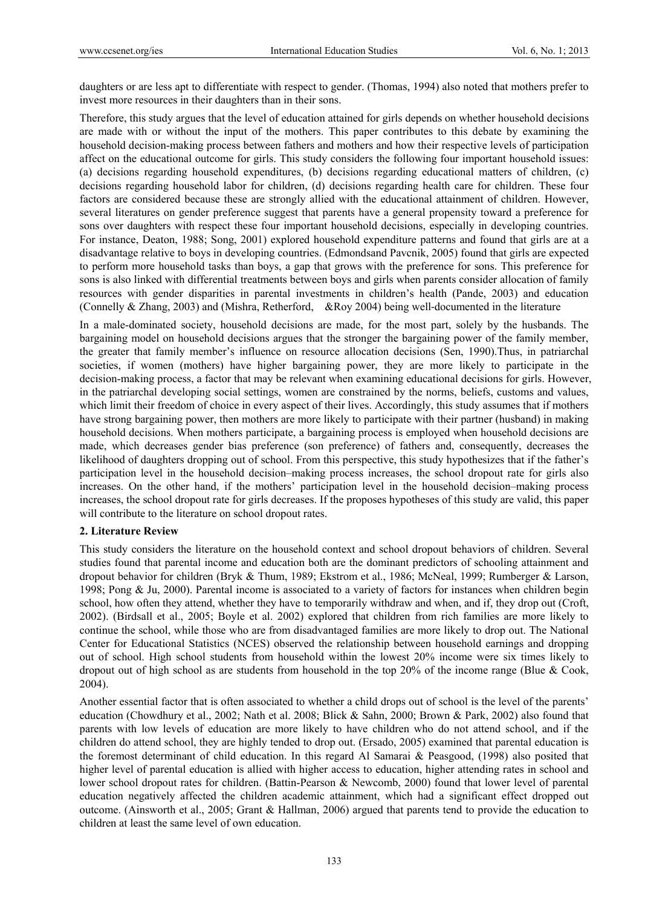daughters or are less apt to differentiate with respect to gender. (Thomas, 1994) also noted that mothers prefer to invest more resources in their daughters than in their sons.

Therefore, this study argues that the level of education attained for girls depends on whether household decisions are made with or without the input of the mothers. This paper contributes to this debate by examining the household decision-making process between fathers and mothers and how their respective levels of participation affect on the educational outcome for girls. This study considers the following four important household issues: (a) decisions regarding household expenditures, (b) decisions regarding educational matters of children, (c) decisions regarding household labor for children, (d) decisions regarding health care for children. These four factors are considered because these are strongly allied with the educational attainment of children. However, several literatures on gender preference suggest that parents have a general propensity toward a preference for sons over daughters with respect these four important household decisions, especially in developing countries. For instance, Deaton, 1988; Song, 2001) explored household expenditure patterns and found that girls are at a disadvantage relative to boys in developing countries. (Edmondsand Pavcnik, 2005) found that girls are expected to perform more household tasks than boys, a gap that grows with the preference for sons. This preference for sons is also linked with differential treatments between boys and girls when parents consider allocation of family resources with gender disparities in parental investments in children's health (Pande, 2003) and education (Connelly & Zhang, 2003) and (Mishra, Retherford, &Roy 2004) being well-documented in the literature

In a male-dominated society, household decisions are made, for the most part, solely by the husbands. The bargaining model on household decisions argues that the stronger the bargaining power of the family member, the greater that family member's influence on resource allocation decisions (Sen, 1990).Thus, in patriarchal societies, if women (mothers) have higher bargaining power, they are more likely to participate in the decision-making process, a factor that may be relevant when examining educational decisions for girls. However, in the patriarchal developing social settings, women are constrained by the norms, beliefs, customs and values, which limit their freedom of choice in every aspect of their lives. Accordingly, this study assumes that if mothers have strong bargaining power, then mothers are more likely to participate with their partner (husband) in making household decisions. When mothers participate, a bargaining process is employed when household decisions are made, which decreases gender bias preference (son preference) of fathers and, consequently, decreases the likelihood of daughters dropping out of school. From this perspective, this study hypothesizes that if the father's participation level in the household decision–making process increases, the school dropout rate for girls also increases. On the other hand, if the mothers' participation level in the household decision–making process increases, the school dropout rate for girls decreases. If the proposes hypotheses of this study are valid, this paper will contribute to the literature on school dropout rates.

## 2. Literature Review

This study considers the literature on the household context and school dropout behaviors of children. Several studies found that parental income and education both are the dominant predictors of schooling attainment and dropout behavior for children (Bryk & Thum, 1989; Ekstrom et al., 1986; McNeal, 1999; Rumberger & Larson, 1998; Pong & Ju, 2000). Parental income is associated to a variety of factors for instances when children begin school, how often they attend, whether they have to temporarily withdraw and when, and if, they drop out (Croft, 2002). (Birdsall et al., 2005; Boyle et al. 2002) explored that children from rich families are more likely to continue the school, while those who are from disadvantaged families are more likely to drop out. The National Center for Educational Statistics (NCES) observed the relationship between household earnings and dropping out of school. High school students from household within the lowest 20% income were six times likely to dropout out of high school as are students from household in the top 20% of the income range (Blue & Cook, 2004).

Another essential factor that is often associated to whether a child drops out of school is the level of the parents' education (Chowdhury et al., 2002; Nath et al. 2008; Blick & Sahn, 2000; Brown & Park, 2002) also found that parents with low levels of education are more likely to have children who do not attend school, and if the children do attend school, they are highly tended to drop out. (Ersado, 2005) examined that parental education is the foremost determinant of child education. In this regard Al Samarai & Peasgood, (1998) also posited that higher level of parental education is allied with higher access to education, higher attending rates in school and lower school dropout rates for children. (Battin-Pearson & Newcomb, 2000) found that lower level of parental education negatively affected the children academic attainment, which had a significant effect dropped out outcome. (Ainsworth et al., 2005; Grant & Hallman, 2006) argued that parents tend to provide the education to children at least the same level of own education.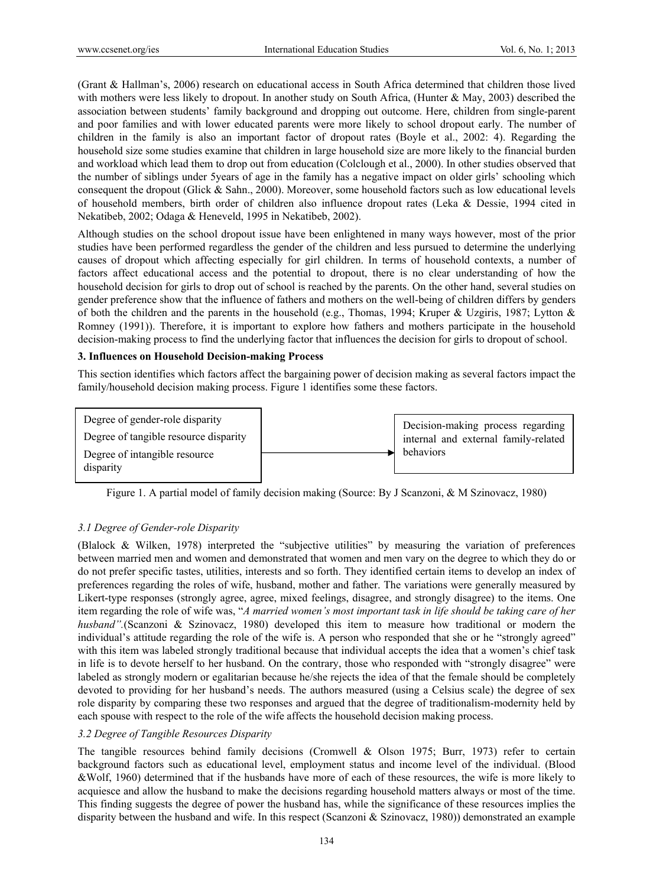(Grant & Hallman's, 2006) research on educational access in South Africa determined that children those lived with mothers were less likely to dropout. In another study on South Africa, (Hunter & May, 2003) described the association between students' family background and dropping out outcome. Here, children from single-parent and poor families and with lower educated parents were more likely to school dropout early. The number of children in the family is also an important factor of dropout rates (Boyle et al., 2002: 4). Regarding the household size some studies examine that children in large household size are more likely to the financial burden and workload which lead them to drop out from education (Colclough et al., 2000). In other studies observed that the number of siblings under 5years of age in the family has a negative impact on older girls' schooling which consequent the dropout (Glick & Sahn., 2000). Moreover, some household factors such as low educational levels of household members, birth order of children also influence dropout rates (Leka & Dessie, 1994 cited in Nekatibeb, 2002; Odaga & Heneveld, 1995 in Nekatibeb, 2002).

Although studies on the school dropout issue have been enlightened in many ways however, most of the prior studies have been performed regardless the gender of the children and less pursued to determine the underlying causes of dropout which affecting especially for girl children. In terms of household contexts, a number of factors affect educational access and the potential to dropout, there is no clear understanding of how the household decision for girls to drop out of school is reached by the parents. On the other hand, several studies on gender preference show that the influence of fathers and mothers on the well-being of children differs by genders of both the children and the parents in the household (e.g., Thomas, 1994; Kruper & Uzgiris, 1987; Lytton & Romney (1991)). Therefore, it is important to explore how fathers and mothers participate in the household decision-making process to find the underlying factor that influences the decision for girls to dropout of school.

## 3. Influences on Household Decision-making Process

This section identifies which factors affect the bargaining power of decision making as several factors impact the family/household decision making process. Figure 1 identifies some these factors.

Degree of gender-role disparity
Degree of tangible resource disparity
Degree of intangible resource disparity

→

Decision-making process regarding internal and external family-related behaviors

Figure 1. A partial model of family decision making (Source: By J Scanzoni, & M Szinovacz, 1980)

### *3.1 Degree of Gender-role Disparity*

(Blalock & Wilken, 1978) interpreted the "subjective utilities" by measuring the variation of preferences between married men and women and demonstrated that women and men vary on the degree to which they do or do not prefer specific tastes, utilities, interests and so forth. They identified certain items to develop an index of preferences regarding the roles of wife, husband, mother and father. The variations were generally measured by Likert-type responses (strongly agree, agree, mixed feelings, disagree, and strongly disagree) to the items. One item regarding the role of wife was, "*A married women's most important task in life should be taking care of her husband".*(Scanzoni & Szinovacz, 1980) developed this item to measure how traditional or modern the individual's attitude regarding the role of the wife is. A person who responded that she or he "strongly agreed" with this item was labeled strongly traditional because that individual accepts the idea that a women's chief task in life is to devote herself to her husband. On the contrary, those who responded with "strongly disagree" were labeled as strongly modern or egalitarian because he/she rejects the idea of that the female should be completely devoted to providing for her husband's needs. The authors measured (using a Celsius scale) the degree of sex role disparity by comparing these two responses and argued that the degree of traditionalism-modernity held by each spouse with respect to the role of the wife affects the household decision making process.

### *3.2 Degree of Tangible Resources Disparity*

The tangible resources behind family decisions (Cromwell & Olson 1975; Burr, 1973) refer to certain background factors such as educational level, employment status and income level of the individual. (Blood &Wolf, 1960) determined that if the husbands have more of each of these resources, the wife is more likely to acquiesce and allow the husband to make the decisions regarding household matters always or most of the time. This finding suggests the degree of power the husband has, while the significance of these resources implies the disparity between the husband and wife. In this respect (Scanzoni & Szinovacz, 1980)) demonstrated an example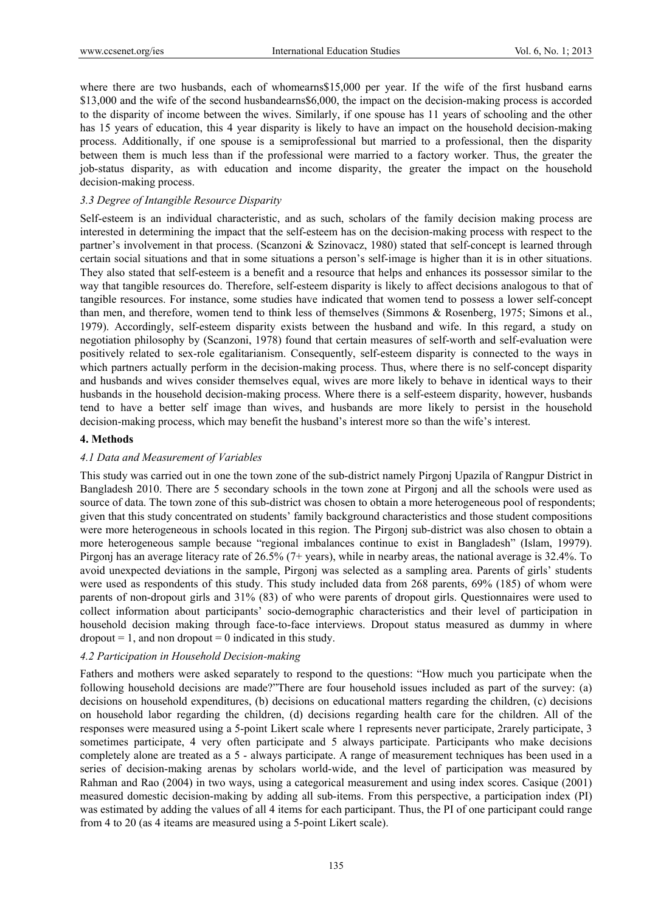where there are two husbands, each of whomearns$15,000 per year. If the wife of the first husband earns $13,000 and the wife of the second husbandearns$6,000, the impact on the decision-making process is accorded to the disparity of income between the wives. Similarly, if one spouse has 11 years of schooling and the other has 15 years of education, this 4 year disparity is likely to have an impact on the household decision-making process. Additionally, if one spouse is a semiprofessional but married to a professional, then the disparity between them is much less than if the professional were married to a factory worker. Thus, the greater the job-status disparity, as with education and income disparity, the greater the impact on the household decision-making process.

### *3.3 Degree of Intangible Resource Disparity*

Self-esteem is an individual characteristic, and as such, scholars of the family decision making process are interested in determining the impact that the self-esteem has on the decision-making process with respect to the partner's involvement in that process. (Scanzoni & Szinovacz, 1980) stated that self-concept is learned through certain social situations and that in some situations a person's self-image is higher than it is in other situations. They also stated that self-esteem is a benefit and a resource that helps and enhances its possessor similar to the way that tangible resources do. Therefore, self-esteem disparity is likely to affect decisions analogous to that of tangible resources. For instance, some studies have indicated that women tend to possess a lower self-concept than men, and therefore, women tend to think less of themselves (Simmons & Rosenberg, 1975; Simons et al., 1979). Accordingly, self-esteem disparity exists between the husband and wife. In this regard, a study on negotiation philosophy by (Scanzoni, 1978) found that certain measures of self-worth and self-evaluation were positively related to sex-role egalitarianism. Consequently, self-esteem disparity is connected to the ways in which partners actually perform in the decision-making process. Thus, where there is no self-concept disparity and husbands and wives consider themselves equal, wives are more likely to behave in identical ways to their husbands in the household decision-making process. Where there is a self-esteem disparity, however, husbands tend to have a better self image than wives, and husbands are more likely to persist in the household decision-making process, which may benefit the husband's interest more so than the wife's interest.

## **4. Methods**

### *4.1 Data and Measurement of Variables*

This study was carried out in one the town zone of the sub-district namely Pirgonj Upazila of Rangpur District in Bangladesh 2010. There are 5 secondary schools in the town zone at Pirgonj and all the schools were used as source of data. The town zone of this sub-district was chosen to obtain a more heterogeneous pool of respondents; given that this study concentrated on students' family background characteristics and those student compositions were more heterogeneous in schools located in this region. The Pirgonj sub-district was also chosen to obtain a more heterogeneous sample because "regional imbalances continue to exist in Bangladesh" (Islam, 19979). Pirgonj has an average literacy rate of 26.5% (7+ years), while in nearby areas, the national average is 32.4%. To avoid unexpected deviations in the sample, Pirgonj was selected as a sampling area. Parents of girls' students were used as respondents of this study. This study included data from 268 parents, 69% (185) of whom were parents of non-dropout girls and 31% (83) of who were parents of dropout girls. Questionnaires were used to collect information about participants' socio-demographic characteristics and their level of participation in household decision making through face-to-face interviews. Dropout status measured as dummy in where dropout = 1, and non dropout = 0 indicated in this study.

### *4.2 Participation in Household Decision-making*

Fathers and mothers were asked separately to respond to the questions: "How much you participate when the following household decisions are made?"There are four household issues included as part of the survey: (a) decisions on household expenditures, (b) decisions on educational matters regarding the children, (c) decisions on household labor regarding the children, (d) decisions regarding health care for the children. All of the responses were measured using a 5-point Likert scale where 1 represents never participate, 2rarely participate, 3 sometimes participate, 4 very often participate and 5 always participate. Participants who make decisions completely alone are treated as a 5 - always participate. A range of measurement techniques has been used in a series of decision-making arenas by scholars world-wide, and the level of participation was measured by Rahman and Rao (2004) in two ways, using a categorical measurement and using index scores. Casique (2001) measured domestic decision-making by adding all sub-items. From this perspective, a participation index (PI) was estimated by adding the values of all 4 items for each participant. Thus, the PI of one participant could range from 4 to 20 (as 4 iteams are measured using a 5-point Likert scale).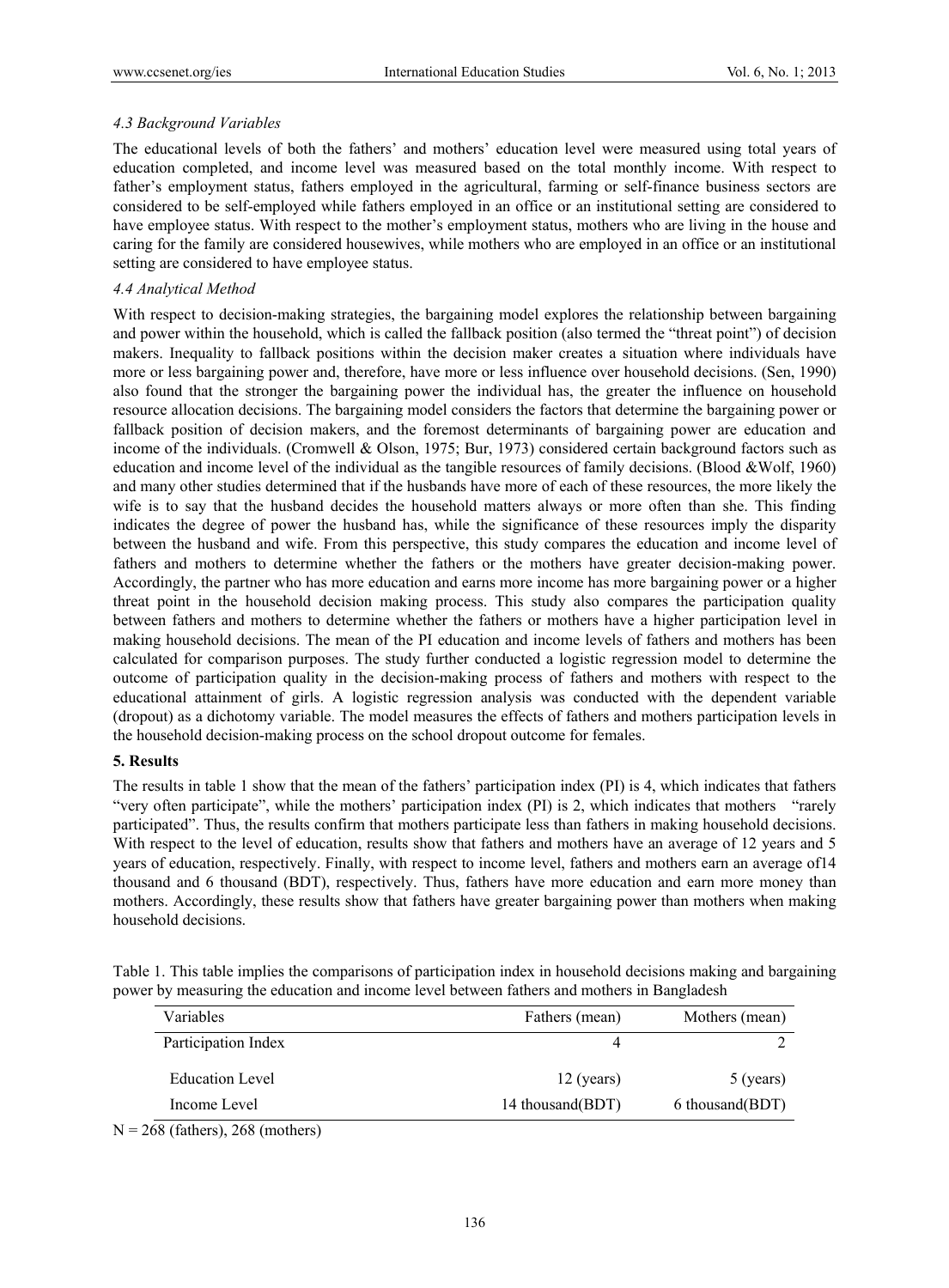### *4.3 Background Variables*

The educational levels of both the fathers' and mothers' education level were measured using total years of education completed, and income level was measured based on the total monthly income. With respect to father's employment status, fathers employed in the agricultural, farming or self-finance business sectors are considered to be self-employed while fathers employed in an office or an institutional setting are considered to have employee status. With respect to the mother's employment status, mothers who are living in the house and caring for the family are considered housewives, while mothers who are employed in an office or an institutional setting are considered to have employee status.

### *4.4 Analytical Method*

With respect to decision-making strategies, the bargaining model explores the relationship between bargaining and power within the household, which is called the fallback position (also termed the "threat point") of decision makers. Inequality to fallback positions within the decision maker creates a situation where individuals have more or less bargaining power and, therefore, have more or less influence over household decisions. (Sen, 1990) also found that the stronger the bargaining power the individual has, the greater the influence on household resource allocation decisions. The bargaining model considers the factors that determine the bargaining power or fallback position of decision makers, and the foremost determinants of bargaining power are education and income of the individuals. (Cromwell & Olson, 1975; Bur, 1973) considered certain background factors such as education and income level of the individual as the tangible resources of family decisions. (Blood &Wolf, 1960) and many other studies determined that if the husbands have more of each of these resources, the more likely the wife is to say that the husband decides the household matters always or more often than she. This finding indicates the degree of power the husband has, while the significance of these resources imply the disparity between the husband and wife. From this perspective, this study compares the education and income level of fathers and mothers to determine whether the fathers or the mothers have greater decision-making power. Accordingly, the partner who has more education and earns more income has more bargaining power or a higher threat point in the household decision making process. This study also compares the participation quality between fathers and mothers to determine whether the fathers or mothers have a higher participation level in making household decisions. The mean of the PI education and income levels of fathers and mothers has been calculated for comparison purposes. The study further conducted a logistic regression model to determine the outcome of participation quality in the decision-making process of fathers and mothers with respect to the educational attainment of girls. A logistic regression analysis was conducted with the dependent variable (dropout) as a dichotomy variable. The model measures the effects of fathers and mothers participation levels in the household decision-making process on the school dropout outcome for females.

## 5. Results

The results in table 1 show that the mean of the fathers' participation index (PI) is 4, which indicates that fathers "very often participate", while the mothers' participation index (PI) is 2, which indicates that mothers "rarely participated". Thus, the results confirm that mothers participate less than fathers in making household decisions. With respect to the level of education, results show that fathers and mothers have an average of 12 years and 5 years of education, respectively. Finally, with respect to income level, fathers and mothers earn an average of14 thousand and 6 thousand (BDT), respectively. Thus, fathers have more education and earn more money than mothers. Accordingly, these results show that fathers have greater bargaining power than mothers when making household decisions.

Table 1. This table implies the comparisons of participation index in household decisions making and bargaining power by measuring the education and income level between fathers and mothers in Bangladesh

| Variables | Fathers (mean) | Mothers (mean) |
|---|---|---|
| Participation Index | 4 | 2 |
| Education Level | 12 (years) | 5 (years) |
| Income Level | 14 thousand(BDT) | 6 thousand(BDT) |

N = 268 (fathers), 268 (mothers)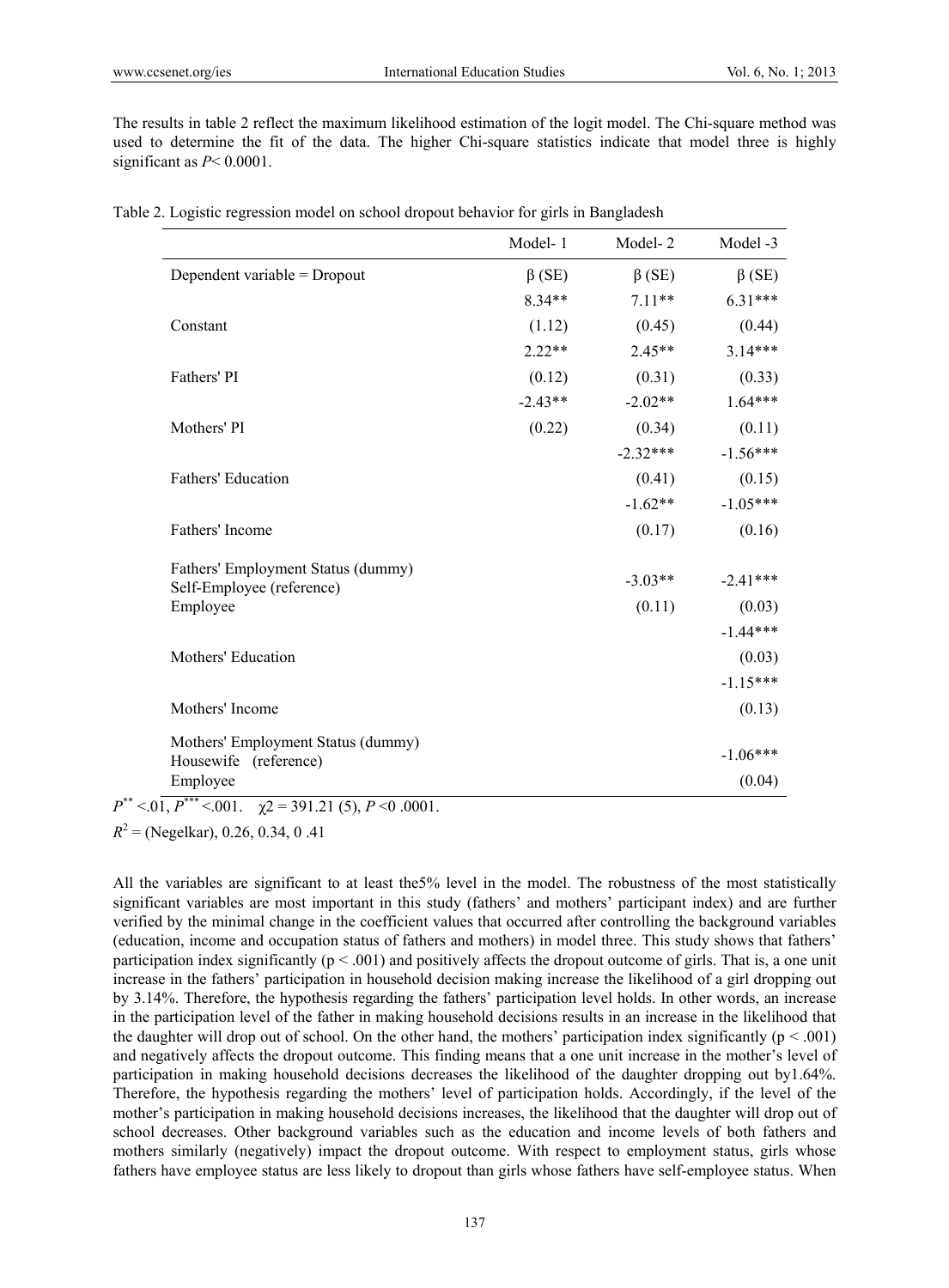The results in table 2 reflect the maximum likelihood estimation of the logit model. The Chi-square method was used to determine the fit of the data. The higher Chi-square statistics indicate that model three is highly significant as $P < 0.0001$.

Table 2. Logistic regression model on school dropout behavior for girls in Bangladesh

| | Model- 1 | Model- 2 | Model -3 |
|---|---|---|---|
| Dependent variable = Dropout | β (SE) | β (SE) | β (SE) |
| Constant | 8.34** (1.12) | 7.11** (0.45) | 6.31*** (0.44) |
| Fathers' PI | 2.22** (0.12) | 2.45** (0.31) | 3.14*** (0.33) |
| Mothers' PI | -2.43** (0.22) | -2.02** (0.34) | 1.64*** (0.11) |
| Fathers' Education | | -2.32*** (0.41) | -1.56*** (0.15) |
| Fathers' Income | | -1.62** (0.17) | -1.05*** (0.16) |
| Fathers' Employment Status (dummy)<br>Self-Employee (reference)<br>Employee | | -3.03** (0.11) | -2.41*** (0.03) |
| Mothers' Education | | | -1.44*** (0.03) |
| Mothers' Income | | | -1.15*** (0.13) |
| Mothers' Employment Status (dummy)<br>Housewife (reference)<br>Employee | | | -1.06*** (0.04) |

$P^{**} < .01$, $P^{***} < .001$. $\chi 2 = 391.21$ (5), $P < 0 .0001$.

$R^2$ = (Negelkar), 0.26, 0.34, 0 .41

All the variables are significant to at least the5% level in the model. The robustness of the most statistically significant variables are most important in this study (fathers' and mothers' participant index) and are further verified by the minimal change in the coefficient values that occurred after controlling the background variables (education, income and occupation status of fathers and mothers) in model three. This study shows that fathers' participation index significantly ($p < .001$) and positively affects the dropout outcome of girls. That is, a one unit increase in the fathers' participation in household decision making increase the likelihood of a girl dropping out by 3.14%. Therefore, the hypothesis regarding the fathers' participation level holds. In other words, an increase in the participation level of the father in making household decisions results in an increase in the likelihood that the daughter will drop out of school. On the other hand, the mothers' participation index significantly ($p < .001$) and negatively affects the dropout outcome. This finding means that a one unit increase in the mother's level of participation in making household decisions decreases the likelihood of the daughter dropping out by1.64%. Therefore, the hypothesis regarding the mothers' level of participation holds. Accordingly, if the level of the mother's participation in making household decisions increases, the likelihood that the daughter will drop out of school decreases. Other background variables such as the education and income levels of both fathers and mothers similarly (negatively) impact the dropout outcome. With respect to employment status, girls whose fathers have employee status are less likely to dropout than girls whose fathers have self-employee status. When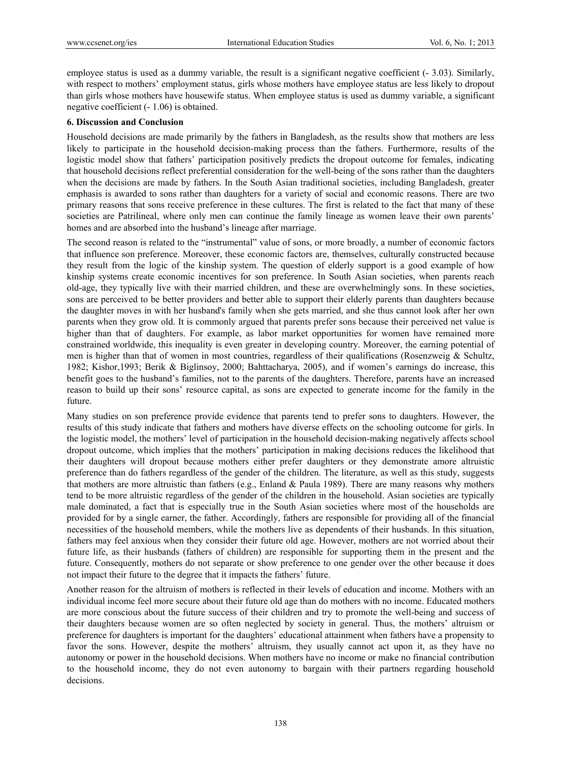employee status is used as a dummy variable, the result is a significant negative coefficient (- 3.03). Similarly, with respect to mothers' employment status, girls whose mothers have employee status are less likely to dropout than girls whose mothers have housewife status. When employee status is used as dummy variable, a significant negative coefficient (- 1.06) is obtained.

## 6. Discussion and Conclusion

Household decisions are made primarily by the fathers in Bangladesh, as the results show that mothers are less likely to participate in the household decision-making process than the fathers. Furthermore, results of the logistic model show that fathers' participation positively predicts the dropout outcome for females, indicating that household decisions reflect preferential consideration for the well-being of the sons rather than the daughters when the decisions are made by fathers. In the South Asian traditional societies, including Bangladesh, greater emphasis is awarded to sons rather than daughters for a variety of social and economic reasons. There are two primary reasons that sons receive preference in these cultures. The first is related to the fact that many of these societies are Patrilineal, where only men can continue the family lineage as women leave their own parents' homes and are absorbed into the husband's lineage after marriage.

The second reason is related to the "instrumental" value of sons, or more broadly, a number of economic factors that influence son preference. Moreover, these economic factors are, themselves, culturally constructed because they result from the logic of the kinship system. The question of elderly support is a good example of how kinship systems create economic incentives for son preference. In South Asian societies, when parents reach old-age, they typically live with their married children, and these are overwhelmingly sons. In these societies, sons are perceived to be better providers and better able to support their elderly parents than daughters because the daughter moves in with her husband's family when she gets married, and she thus cannot look after her own parents when they grow old. It is commonly argued that parents prefer sons because their perceived net value is higher than that of daughters. For example, as labor market opportunities for women have remained more constrained worldwide, this inequality is even greater in developing country. Moreover, the earning potential of men is higher than that of women in most countries, regardless of their qualifications (Rosenzweig & Schultz, 1982; Kishor,1993; Berik & Biglinsoy, 2000; Bahttacharya, 2005), and if women's earnings do increase, this benefit goes to the husband's families, not to the parents of the daughters. Therefore, parents have an increased reason to build up their sons' resource capital, as sons are expected to generate income for the family in the future.

Many studies on son preference provide evidence that parents tend to prefer sons to daughters. However, the results of this study indicate that fathers and mothers have diverse effects on the schooling outcome for girls. In the logistic model, the mothers' level of participation in the household decision-making negatively affects school dropout outcome, which implies that the mothers' participation in making decisions reduces the likelihood that their daughters will dropout because mothers either prefer daughters or they demonstrate amore altruistic preference than do fathers regardless of the gender of the children. The literature, as well as this study, suggests that mothers are more altruistic than fathers (e.g., Enland & Paula 1989). There are many reasons why mothers tend to be more altruistic regardless of the gender of the children in the household. Asian societies are typically male dominated, a fact that is especially true in the South Asian societies where most of the households are provided for by a single earner, the father. Accordingly, fathers are responsible for providing all of the financial necessities of the household members, while the mothers live as dependents of their husbands. In this situation, fathers may feel anxious when they consider their future old age. However, mothers are not worried about their future life, as their husbands (fathers of children) are responsible for supporting them in the present and the future. Consequently, mothers do not separate or show preference to one gender over the other because it does not impact their future to the degree that it impacts the fathers' future.

Another reason for the altruism of mothers is reflected in their levels of education and income. Mothers with an individual income feel more secure about their future old age than do mothers with no income. Educated mothers are more conscious about the future success of their children and try to promote the well-being and success of their daughters because women are so often neglected by society in general. Thus, the mothers' altruism or preference for daughters is important for the daughters' educational attainment when fathers have a propensity to favor the sons. However, despite the mothers' altruism, they usually cannot act upon it, as they have no autonomy or power in the household decisions. When mothers have no income or make no financial contribution to the household income, they do not even autonomy to bargain with their partners regarding household decisions.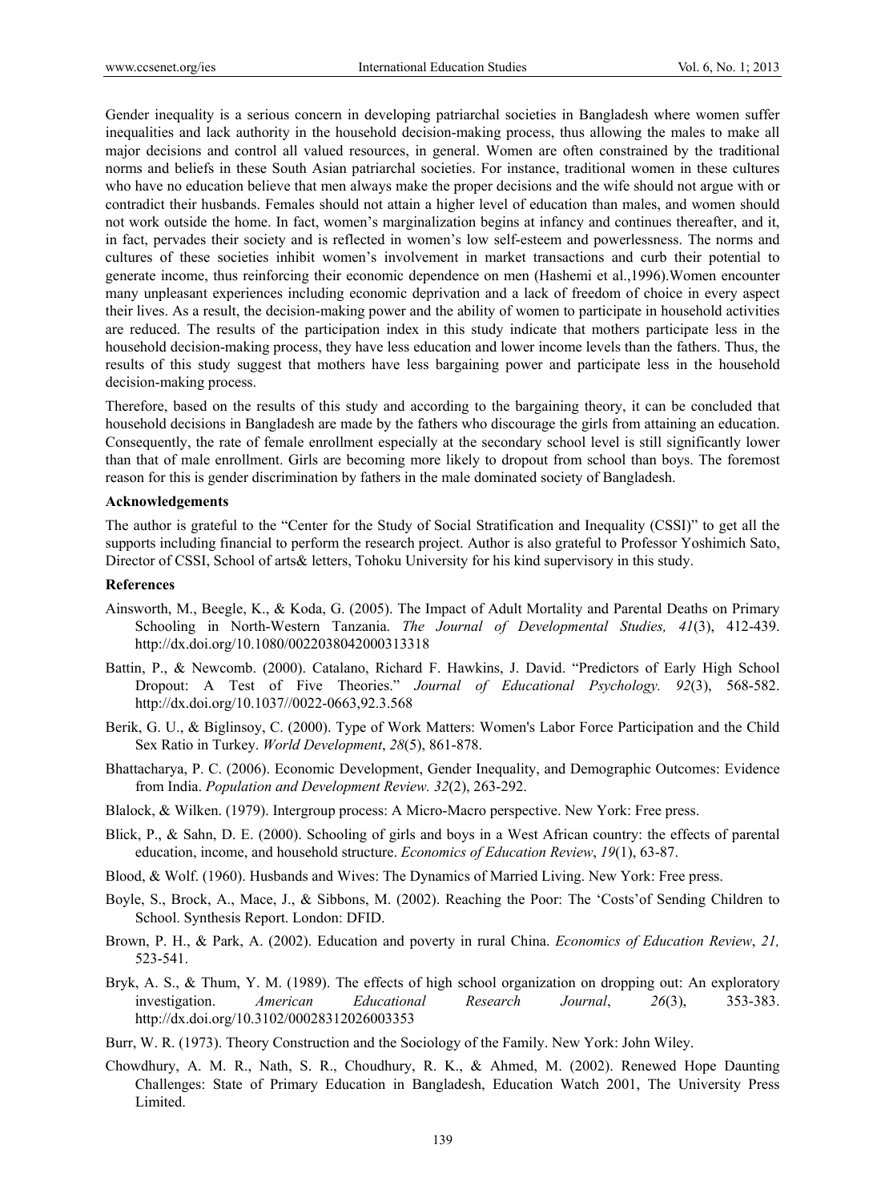Gender inequality is a serious concern in developing patriarchal societies in Bangladesh where women suffer inequalities and lack authority in the household decision-making process, thus allowing the males to make all major decisions and control all valued resources, in general. Women are often constrained by the traditional norms and beliefs in these South Asian patriarchal societies. For instance, traditional women in these cultures who have no education believe that men always make the proper decisions and the wife should not argue with or contradict their husbands. Females should not attain a higher level of education than males, and women should not work outside the home. In fact, women's marginalization begins at infancy and continues thereafter, and it, in fact, pervades their society and is reflected in women's low self-esteem and powerlessness. The norms and cultures of these societies inhibit women's involvement in market transactions and curb their potential to generate income, thus reinforcing their economic dependence on men (Hashemi et al.,1996).Women encounter many unpleasant experiences including economic deprivation and a lack of freedom of choice in every aspect their lives. As a result, the decision-making power and the ability of women to participate in household activities are reduced. The results of the participation index in this study indicate that mothers participate less in the household decision-making process, they have less education and lower income levels than the fathers. Thus, the results of this study suggest that mothers have less bargaining power and participate less in the household decision-making process.

Therefore, based on the results of this study and according to the bargaining theory, it can be concluded that household decisions in Bangladesh are made by the fathers who discourage the girls from attaining an education. Consequently, the rate of female enrollment especially at the secondary school level is still significantly lower than that of male enrollment. Girls are becoming more likely to dropout from school than boys. The foremost reason for this is gender discrimination by fathers in the male dominated society of Bangladesh.

**Acknowledgements**

The author is grateful to the "Center for the Study of Social Stratification and Inequality (CSSI)" to get all the supports including financial to perform the research project. Author is also grateful to Professor Yoshimich Sato, Director of CSSI, School of arts& letters, Tohoku University for his kind supervisory in this study.

**References**

Ainsworth, M., Beegle, K., & Koda, G. (2005). The Impact of Adult Mortality and Parental Deaths on Primary Schooling in North-Western Tanzania. *The Journal of Developmental Studies, 41*(3), 412-439. http://dx.doi.org/10.1080/0022038042000313318

Battin, P., & Newcomb. (2000). Catalano, Richard F. Hawkins, J. David. "Predictors of Early High School Dropout: A Test of Five Theories." *Journal of Educational Psychology. 92*(3), 568-582. http://dx.doi.org/10.1037//0022-0663,92.3.568

Berik, G. U., & Biglinsoy, C. (2000). Type of Work Matters: Women's Labor Force Participation and the Child Sex Ratio in Turkey. *World Development*, *28*(5), 861-878.

Bhattacharya, P. C. (2006). Economic Development, Gender Inequality, and Demographic Outcomes: Evidence from India. *Population and Development Review. 32*(2), 263-292.

Blalock, & Wilken. (1979). Intergroup process: A Micro-Macro perspective. New York: Free press.

Blick, P., & Sahn, D. E. (2000). Schooling of girls and boys in a West African country: the effects of parental education, income, and household structure. *Economics of Education Review*, *19*(1), 63-87.

Blood, & Wolf. (1960). Husbands and Wives: The Dynamics of Married Living. New York: Free press.

Boyle, S., Brock, A., Mace, J., & Sibbons, M. (2002). Reaching the Poor: The 'Costs'of Sending Children to School. Synthesis Report. London: DFID.

Brown, P. H., & Park, A. (2002). Education and poverty in rural China. *Economics of Education Review*, *21,* 523-541.

Bryk, A. S., & Thum, Y. M. (1989). The effects of high school organization on dropping out: An exploratory investigation. *American Educational Research Journal*, *26*(3), 353-383. http://dx.doi.org/10.3102/00028312026003353

Burr, W. R. (1973). Theory Construction and the Sociology of the Family. New York: John Wiley.

Chowdhury, A. M. R., Nath, S. R., Choudhury, R. K., & Ahmed, M. (2002). Renewed Hope Daunting Challenges: State of Primary Education in Bangladesh, Education Watch 2001, The University Press Limited.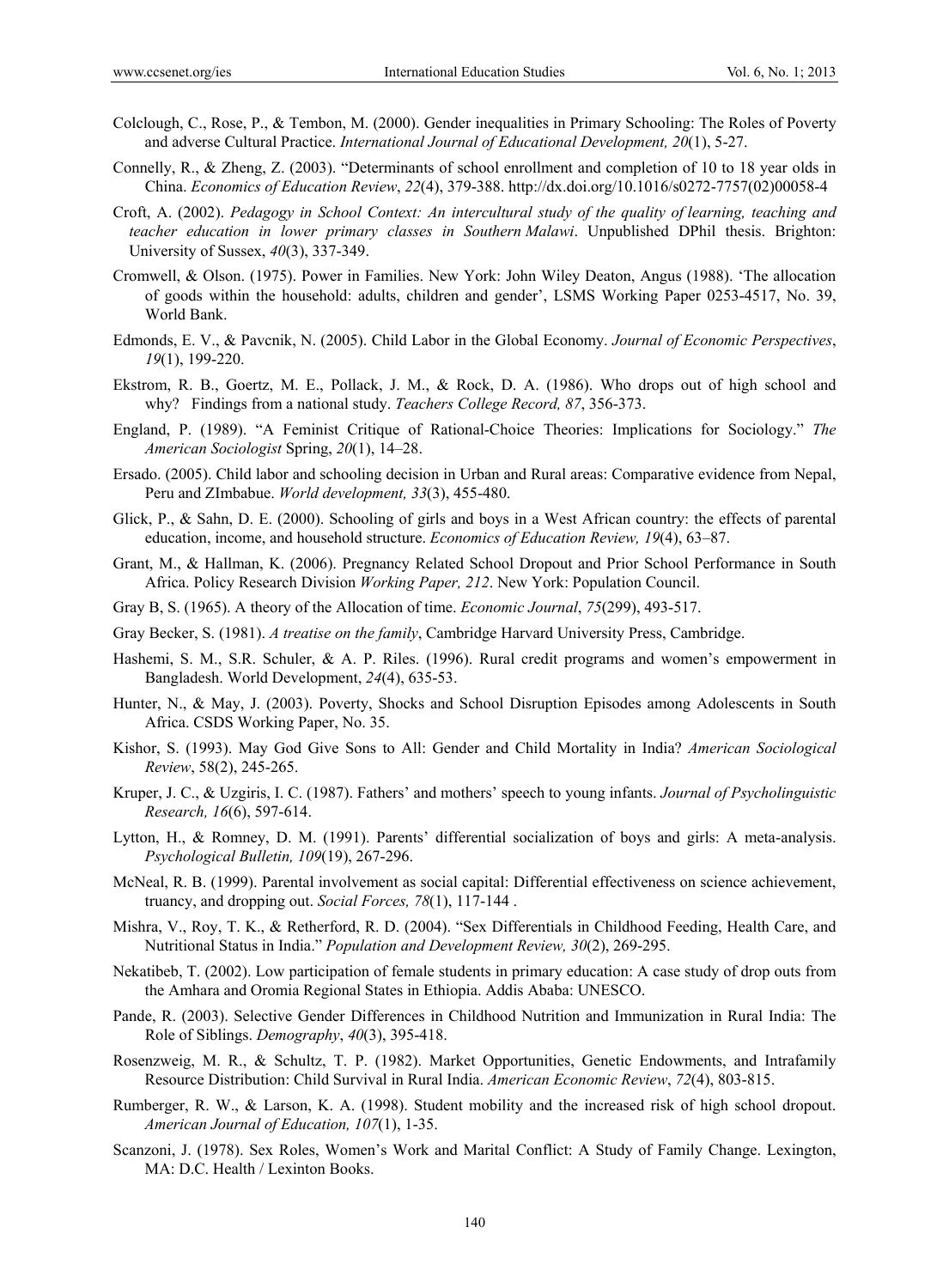Colclough, C., Rose, P., & Tembon, M. (2000). Gender inequalities in Primary Schooling: The Roles of Poverty and adverse Cultural Practice. *International Journal of Educational Development, 20*(1), 5-27.

Connelly, R., & Zheng, Z. (2003). "Determinants of school enrollment and completion of 10 to 18 year olds in China. *Economics of Education Review*, *22*(4), 379-388. http://dx.doi.org/10.1016/s0272-7757(02)00058-4

Croft, A. (2002). *Pedagogy in School Context: An intercultural study of the quality of learning, teaching and teacher education in lower primary classes in Southern Malawi*. Unpublished DPhil thesis. Brighton: University of Sussex, *40*(3), 337-349.

Cromwell, & Olson. (1975). Power in Families. New York: John Wiley Deaton, Angus (1988). 'The allocation of goods within the household: adults, children and gender', LSMS Working Paper 0253-4517, No. 39, World Bank.

Edmonds, E. V., & Pavcnik, N. (2005). Child Labor in the Global Economy. *Journal of Economic Perspectives*, *19*(1), 199-220.

Ekstrom, R. B., Goertz, M. E., Pollack, J. M., & Rock, D. A. (1986). Who drops out of high school and why? Findings from a national study. *Teachers College Record, 87*, 356-373.

England, P. (1989). "A Feminist Critique of Rational-Choice Theories: Implications for Sociology." *The American Sociologist* Spring, *20*(1), 14–28.

Ersado. (2005). Child labor and schooling decision in Urban and Rural areas: Comparative evidence from Nepal, Peru and ZImbabue. *World development, 33*(3), 455-480.

Glick, P., & Sahn, D. E. (2000). Schooling of girls and boys in a West African country: the effects of parental education, income, and household structure. *Economics of Education Review, 19*(4), 63–87.

Grant, M., & Hallman, K. (2006). Pregnancy Related School Dropout and Prior School Performance in South Africa. Policy Research Division *Working Paper, 212*. New York: Population Council.

Gray B, S. (1965). A theory of the Allocation of time. *Economic Journal*, *75*(299), 493-517.

Gray Becker, S. (1981). *A treatise on the family*, Cambridge Harvard University Press, Cambridge.

Hashemi, S. M., S.R. Schuler, & A. P. Riles. (1996). Rural credit programs and women's empowerment in Bangladesh. World Development, *24*(4), 635-53.

Hunter, N., & May, J. (2003). Poverty, Shocks and School Disruption Episodes among Adolescents in South Africa. CSDS Working Paper, No. 35.

Kishor, S. (1993). May God Give Sons to All: Gender and Child Mortality in India? *American Sociological Review*, 58(2), 245-265.

Kruper, J. C., & Uzgiris, I. C. (1987). Fathers' and mothers' speech to young infants. *Journal of Psycholinguistic Research, 16*(6), 597-614.

Lytton, H., & Romney, D. M. (1991). Parents' differential socialization of boys and girls: A meta-analysis. *Psychological Bulletin, 109*(19), 267-296.

McNeal, R. B. (1999). Parental involvement as social capital: Differential effectiveness on science achievement, truancy, and dropping out. *Social Forces, 78*(1), 117-144 .

Mishra, V., Roy, T. K., & Retherford, R. D. (2004). "Sex Differentials in Childhood Feeding, Health Care, and Nutritional Status in India." *Population and Development Review, 30*(2), 269-295.

Nekatibeb, T. (2002). Low participation of female students in primary education: A case study of drop outs from the Amhara and Oromia Regional States in Ethiopia. Addis Ababa: UNESCO.

Pande, R. (2003). Selective Gender Differences in Childhood Nutrition and Immunization in Rural India: The Role of Siblings. *Demography*, *40*(3), 395-418.

Rosenzweig, M. R., & Schultz, T. P. (1982). Market Opportunities, Genetic Endowments, and Intrafamily Resource Distribution: Child Survival in Rural India. *American Economic Review*, *72*(4), 803-815.

Rumberger, R. W., & Larson, K. A. (1998). Student mobility and the increased risk of high school dropout. *American Journal of Education, 107*(1), 1-35.

Scanzoni, J. (1978). Sex Roles, Women's Work and Marital Conflict: A Study of Family Change. Lexington, MA: D.C. Health / Lexinton Books.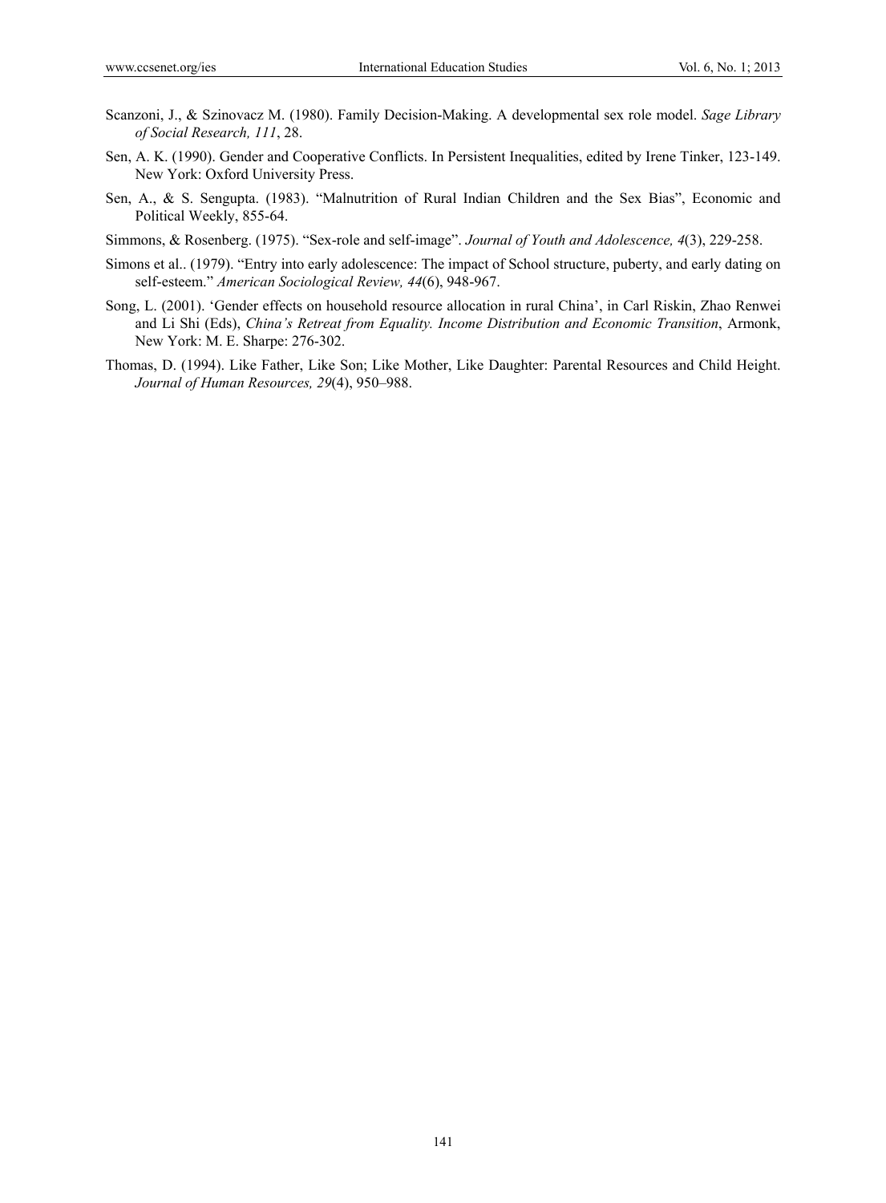Scanzoni, J., & Szinovacz M. (1980). Family Decision-Making. A developmental sex role model. *Sage Library of Social Research, 111*, 28.

Sen, A. K. (1990). Gender and Cooperative Conflicts. In Persistent Inequalities, edited by Irene Tinker, 123-149. New York: Oxford University Press.

Sen, A., & S. Sengupta. (1983). "Malnutrition of Rural Indian Children and the Sex Bias", Economic and Political Weekly, 855-64.

Simmons, & Rosenberg. (1975). "Sex-role and self-image". *Journal of Youth and Adolescence, 4*(3), 229-258.

Simons et al.. (1979). "Entry into early adolescence: The impact of School structure, puberty, and early dating on self-esteem." *American Sociological Review, 44*(6), 948-967.

Song, L. (2001). 'Gender effects on household resource allocation in rural China', in Carl Riskin, Zhao Renwei and Li Shi (Eds), *China's Retreat from Equality. Income Distribution and Economic Transition*, Armonk, New York: M. E. Sharpe: 276-302.

Thomas, D. (1994). Like Father, Like Son; Like Mother, Like Daughter: Parental Resources and Child Height. *Journal of Human Resources, 29*(4), 950–988.